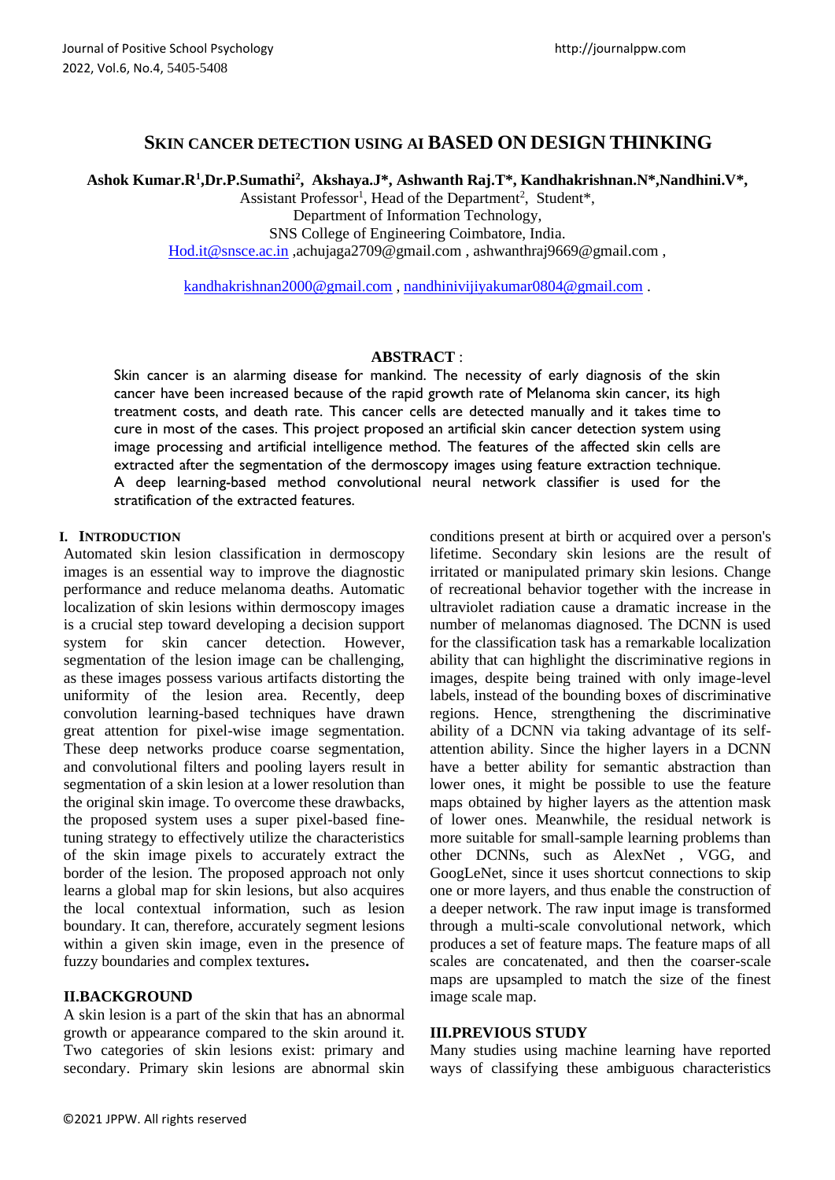# SKIN CANCER DETECTION USING AI BASED ON DESIGN THINKING

**Ashok Kumar.R[1],Dr.P.Sumathi[2], Akshaya.J*, Ashwanth Raj.T*, Kandhakrishnan.N*,Nandhini.V*,**

Assistant Professor[1], Head of the Department[2], Student*,
Department of Information Technology,
SNS College of Engineering Coimbatore, India.
Hod.it@snsce.ac.in ,achujaga2709@gmail.com , ashwanthraj9669@gmail.com ,

kandhakrishnan2000@gmail.com , nandhinivijiyakumar0804@gmail.com .

**ABSTRACT** :

Skin cancer is an alarming disease for mankind. The necessity of early diagnosis of the skin cancer have been increased because of the rapid growth rate of Melanoma skin cancer, its high treatment costs, and death rate. This cancer cells are detected manually and it takes time to cure in most of the cases. This project proposed an artificial skin cancer detection system using image processing and artificial intelligence method. The features of the affected skin cells are extracted after the segmentation of the dermoscopy images using feature extraction technique. A deep learning-based method convolutional neural network classifier is used for the stratification of the extracted features.

## I. INTRODUCTION

Automated skin lesion classification in dermoscopy images is an essential way to improve the diagnostic performance and reduce melanoma deaths. Automatic localization of skin lesions within dermoscopy images is a crucial step toward developing a decision support system for skin cancer detection. However, segmentation of the lesion image can be challenging, as these images possess various artifacts distorting the uniformity of the lesion area. Recently, deep convolution learning-based techniques have drawn great attention for pixel-wise image segmentation. These deep networks produce coarse segmentation, and convolutional filters and pooling layers result in segmentation of a skin lesion at a lower resolution than the original skin image. To overcome these drawbacks, the proposed system uses a super pixel-based fine-tuning strategy to effectively utilize the characteristics of the skin image pixels to accurately extract the border of the lesion. The proposed approach not only learns a global map for skin lesions, but also acquires the local contextual information, such as lesion boundary. It can, therefore, accurately segment lesions within a given skin image, even in the presence of fuzzy boundaries and complex textures**.**

## II.BACKGROUND

A skin lesion is a part of the skin that has an abnormal growth or appearance compared to the skin around it. Two categories of skin lesions exist: primary and secondary. Primary skin lesions are abnormal skin conditions present at birth or acquired over a person's lifetime. Secondary skin lesions are the result of irritated or manipulated primary skin lesions. Change of recreational behavior together with the increase in ultraviolet radiation cause a dramatic increase in the number of melanomas diagnosed. The DCNN is used for the classification task has a remarkable localization ability that can highlight the discriminative regions in images, despite being trained with only image-level labels, instead of the bounding boxes of discriminative regions. Hence, strengthening the discriminative ability of a DCNN via taking advantage of its self-attention ability. Since the higher layers in a DCNN have a better ability for semantic abstraction than lower ones, it might be possible to use the feature maps obtained by higher layers as the attention mask of lower ones. Meanwhile, the residual network is more suitable for small-sample learning problems than other DCNNs, such as AlexNet , VGG, and GoogLeNet, since it uses shortcut connections to skip one or more layers, and thus enable the construction of a deeper network. The raw input image is transformed through a multi-scale convolutional network, which produces a set of feature maps. The feature maps of all scales are concatenated, and then the coarser-scale maps are upsampled to match the size of the finest image scale map.

## III.PREVIOUS STUDY

Many studies using machine learning have reported ways of classifying these ambiguous characteristics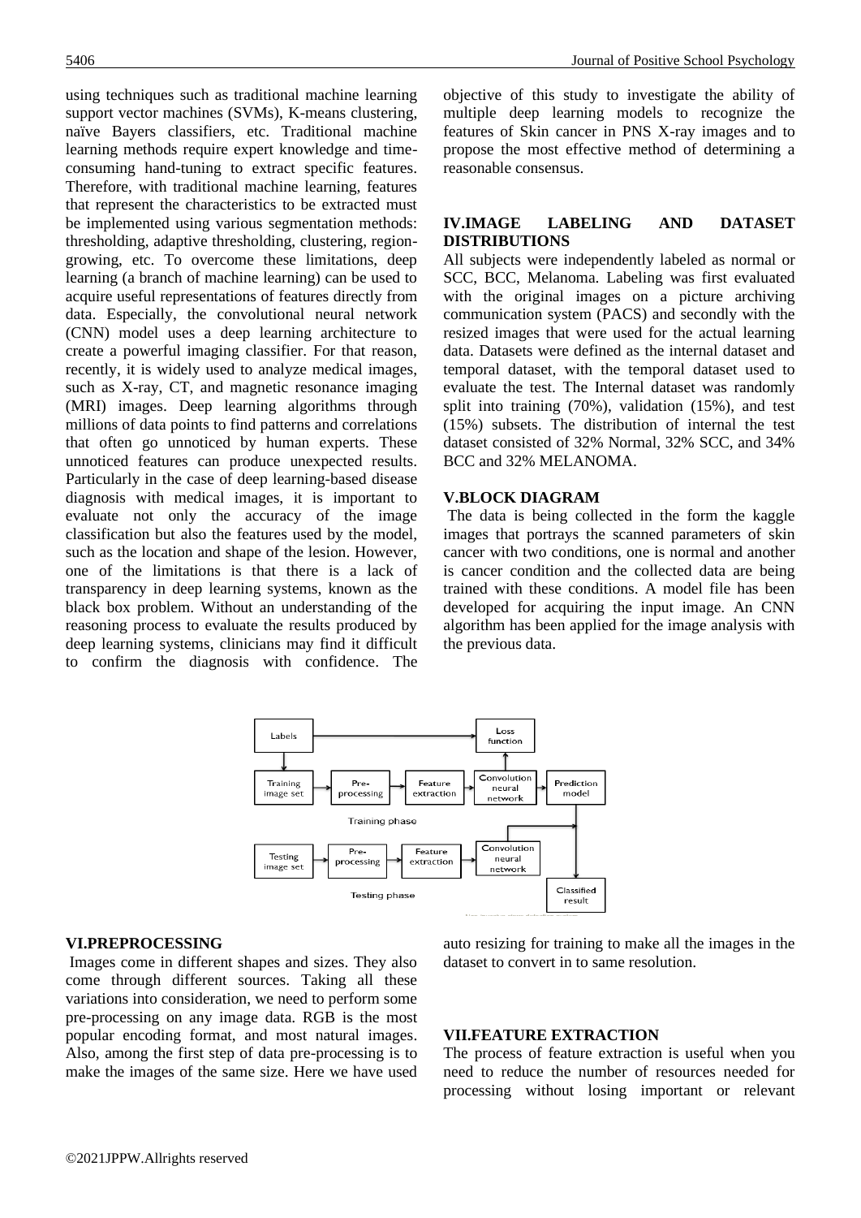using techniques such as traditional machine learning support vector machines (SVMs), K-means clustering, naïve Bayers classifiers, etc. Traditional machine learning methods require expert knowledge and time-consuming hand-tuning to extract specific features. Therefore, with traditional machine learning, features that represent the characteristics to be extracted must be implemented using various segmentation methods: thresholding, adaptive thresholding, clustering, region-growing, etc. To overcome these limitations, deep learning (a branch of machine learning) can be used to acquire useful representations of features directly from data. Especially, the convolutional neural network (CNN) model uses a deep learning architecture to create a powerful imaging classifier. For that reason, recently, it is widely used to analyze medical images, such as X-ray, CT, and magnetic resonance imaging (MRI) images. Deep learning algorithms through millions of data points to find patterns and correlations that often go unnoticed by human experts. These unnoticed features can produce unexpected results. Particularly in the case of deep learning-based disease diagnosis with medical images, it is important to evaluate not only the accuracy of the image classification but also the features used by the model, such as the location and shape of the lesion. However, one of the limitations is that there is a lack of transparency in deep learning systems, known as the black box problem. Without an understanding of the reasoning process to evaluate the results produced by deep learning systems, clinicians may find it difficult to confirm the diagnosis with confidence. The objective of this study to investigate the ability of multiple deep learning models to recognize the features of Skin cancer in PNS X-ray images and to propose the most effective method of determining a reasonable consensus.

## IV.IMAGE LABELING AND DATASET DISTRIBUTIONS

All subjects were independently labeled as normal or SCC, BCC, Melanoma. Labeling was first evaluated with the original images on a picture archiving communication system (PACS) and secondly with the resized images that were used for the actual learning data. Datasets were defined as the internal dataset and temporal dataset, with the temporal dataset used to evaluate the test. The Internal dataset was randomly split into training (70%), validation (15%), and test (15%) subsets. The distribution of internal the test dataset consisted of 32% Normal, 32% SCC, and 34% BCC and 32% MELANOMA.

## V.BLOCK DIAGRAM

The data is being collected in the form the kaggle images that portrays the scanned parameters of skin cancer with two conditions, one is normal and another is cancer condition and the collected data are being trained with these conditions. A model file has been developed for acquiring the input image. An CNN algorithm has been applied for the image analysis with the previous data.

## VI.PREPROCESSING

Images come in different shapes and sizes. They also come through different sources. Taking all these variations into consideration, we need to perform some pre-processing on any image data. RGB is the most popular encoding format, and most natural images. Also, among the first step of data pre-processing is to make the images of the same size. Here we have used auto resizing for training to make all the images in the dataset to convert in to same resolution.

## VII.FEATURE EXTRACTION

The process of feature extraction is useful when you need to reduce the number of resources needed for processing without losing important or relevant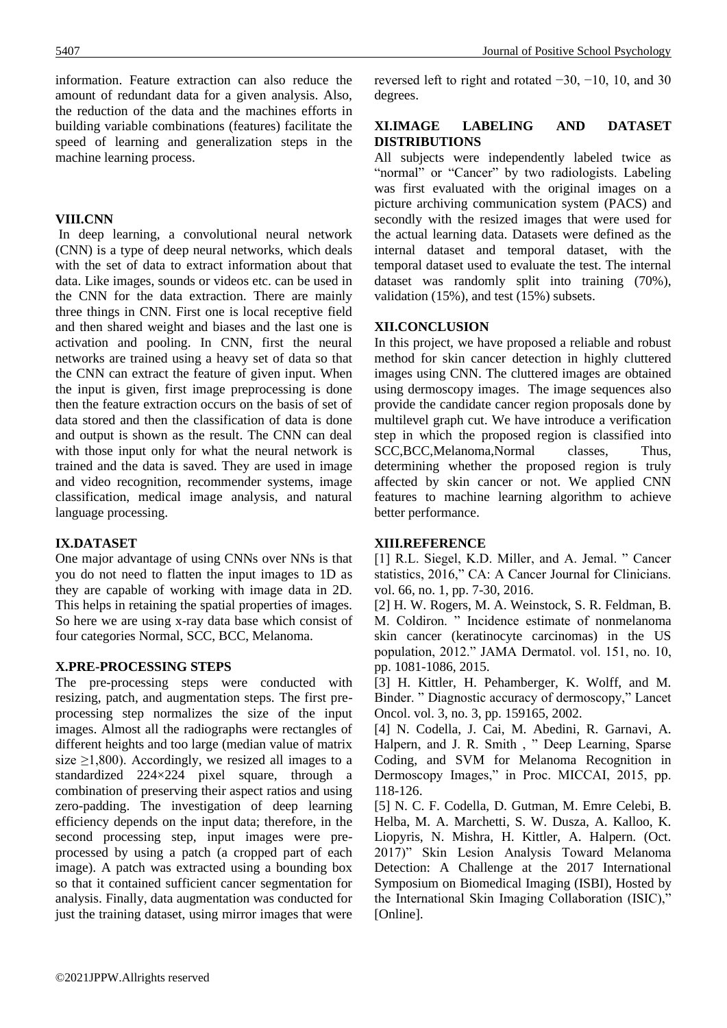information. Feature extraction can also reduce the amount of redundant data for a given analysis. Also, the reduction of the data and the machines efforts in building variable combinations (features) facilitate the speed of learning and generalization steps in the machine learning process.

## VIII.CNN

In deep learning, a convolutional neural network (CNN) is a type of deep neural networks, which deals with the set of data to extract information about that data. Like images, sounds or videos etc. can be used in the CNN for the data extraction. There are mainly three things in CNN. First one is local receptive field and then shared weight and biases and the last one is activation and pooling. In CNN, first the neural networks are trained using a heavy set of data so that the CNN can extract the feature of given input. When the input is given, first image preprocessing is done then the feature extraction occurs on the basis of set of data stored and then the classification of data is done and output is shown as the result. The CNN can deal with those input only for what the neural network is trained and the data is saved. They are used in image and video recognition, recommender systems, image classification, medical image analysis, and natural language processing.

## IX.DATASET

One major advantage of using CNNs over NNs is that you do not need to flatten the input images to 1D as they are capable of working with image data in 2D. This helps in retaining the spatial properties of images. So here we are using x-ray data base which consist of four categories Normal, SCC, BCC, Melanoma.

## X.PRE-PROCESSING STEPS

The pre-processing steps were conducted with resizing, patch, and augmentation steps. The first pre-processing step normalizes the size of the input images. Almost all the radiographs were rectangles of different heights and too large (median value of matrix size $\geq$1,800). Accordingly, we resized all images to a standardized 224×224 pixel square, through a combination of preserving their aspect ratios and using zero-padding. The investigation of deep learning efficiency depends on the input data; therefore, in the second processing step, input images were pre-processed by using a patch (a cropped part of each image). A patch was extracted using a bounding box so that it contained sufficient cancer segmentation for analysis. Finally, data augmentation was conducted for just the training dataset, using mirror images that were reversed left to right and rotated −30, −10, 10, and 30 degrees.

## XI.IMAGE LABELING AND DATASET DISTRIBUTIONS

All subjects were independently labeled twice as "normal" or "Cancer" by two radiologists. Labeling was first evaluated with the original images on a picture archiving communication system (PACS) and secondly with the resized images that were used for the actual learning data. Datasets were defined as the internal dataset and temporal dataset, with the temporal dataset used to evaluate the test. The internal dataset was randomly split into training (70%), validation (15%), and test (15%) subsets.

## XII.CONCLUSION

In this project, we have proposed a reliable and robust method for skin cancer detection in highly cluttered images using CNN. The cluttered images are obtained using dermoscopy images. The image sequences also provide the candidate cancer region proposals done by multilevel graph cut. We have introduce a verification step in which the proposed region is classified into SCC,BCC,Melanoma,Normal classes, Thus, determining whether the proposed region is truly affected by skin cancer or not. We applied CNN features to machine learning algorithm to achieve better performance.

## XIII.REFERENCE

[1] R.L. Siegel, K.D. Miller, and A. Jemal. " Cancer statistics, 2016," CA: A Cancer Journal for Clinicians. vol. 66, no. 1, pp. 7-30, 2016.

[2] H. W. Rogers, M. A. Weinstock, S. R. Feldman, B. M. Coldiron. " Incidence estimate of nonmelanoma skin cancer (keratinocyte carcinomas) in the US population, 2012." JAMA Dermatol. vol. 151, no. 10, pp. 1081-1086, 2015.

[3] H. Kittler, H. Pehamberger, K. Wolff, and M. Binder. " Diagnostic accuracy of dermoscopy," Lancet Oncol. vol. 3, no. 3, pp. 159165, 2002.

[4] N. Codella, J. Cai, M. Abedini, R. Garnavi, A. Halpern, and J. R. Smith , " Deep Learning, Sparse Coding, and SVM for Melanoma Recognition in Dermoscopy Images," in Proc. MICCAI, 2015, pp. 118-126.

[5] N. C. F. Codella, D. Gutman, M. Emre Celebi, B. Helba, M. A. Marchetti, S. W. Dusza, A. Kalloo, K. Liopyris, N. Mishra, H. Kittler, A. Halpern. (Oct. 2017)" Skin Lesion Analysis Toward Melanoma Detection: A Challenge at the 2017 International Symposium on Biomedical Imaging (ISBI), Hosted by the International Skin Imaging Collaboration (ISIC)," [Online].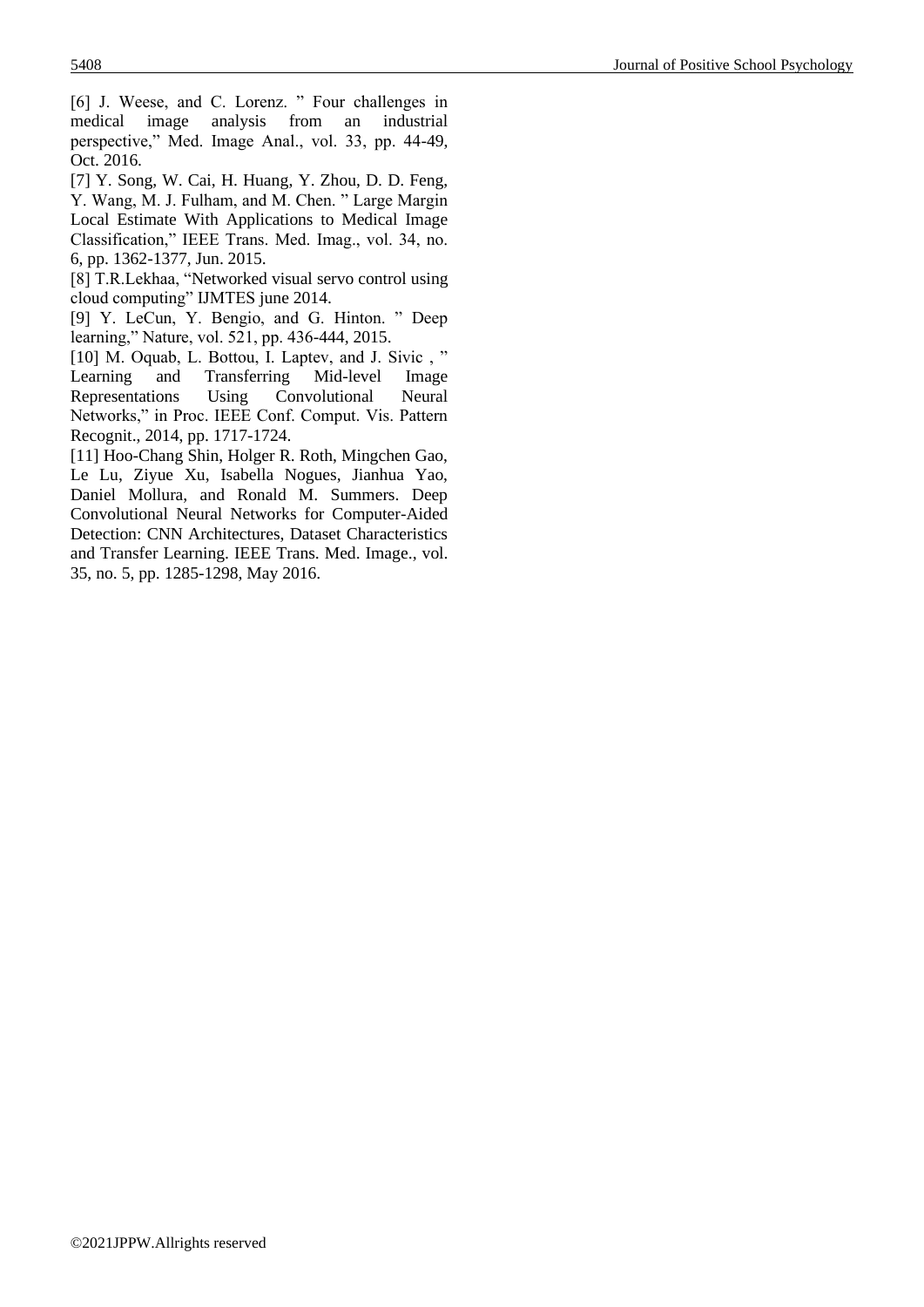[6] J. Weese, and C. Lorenz. " Four challenges in medical image analysis from an industrial perspective," Med. Image Anal., vol. 33, pp. 44-49, Oct. 2016.

[7] Y. Song, W. Cai, H. Huang, Y. Zhou, D. D. Feng, Y. Wang, M. J. Fulham, and M. Chen. " Large Margin Local Estimate With Applications to Medical Image Classification," IEEE Trans. Med. Imag., vol. 34, no. 6, pp. 1362-1377, Jun. 2015.

[8] T.R.Lekhaa, "Networked visual servo control using cloud computing" IJMTES june 2014.

[9] Y. LeCun, Y. Bengio, and G. Hinton. " Deep learning," Nature, vol. 521, pp. 436-444, 2015.

[10] M. Oquab, L. Bottou, I. Laptev, and J. Sivic , " Learning and Transferring Mid-level Image Representations Using Convolutional Neural Networks," in Proc. IEEE Conf. Comput. Vis. Pattern Recognit., 2014, pp. 1717-1724.

[11] Hoo-Chang Shin, Holger R. Roth, Mingchen Gao, Le Lu, Ziyue Xu, Isabella Nogues, Jianhua Yao, Daniel Mollura, and Ronald M. Summers. Deep Convolutional Neural Networks for Computer-Aided Detection: CNN Architectures, Dataset Characteristics and Transfer Learning. IEEE Trans. Med. Image., vol. 35, no. 5, pp. 1285-1298, May 2016.